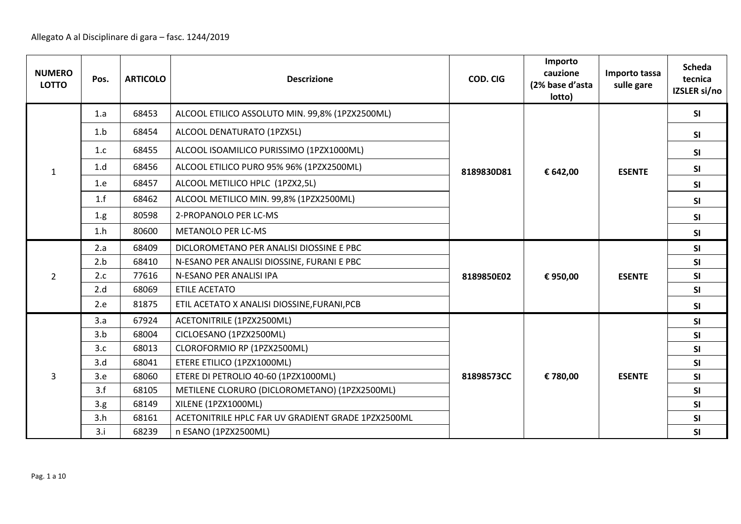Allegato A al Disciplinare di gara – fasc. 1244/2019

| NUMERO LOTTO | Pos. | ARTICOLO | Descrizione | COD. CIG | Importo cauzione (2% base d'asta lotto) | Importo tassa sulle gare | Scheda tecnica IZSLER si/no |
|---|---|---|---|---|---|---|---|
| 1 | 1.a | 68453 | ALCOOL ETILICO ASSOLUTO MIN. 99,8% (1PZX2500ML) | 8189830D81 | € 642,00 | ESENTE | SI |
| | 1.b | 68454 | ALCOOL DENATURATO (1PZX5L) | | | | SI |
| | 1.c | 68455 | ALCOOL ISOAMILICO PURISSIMO (1PZX1000ML) | | | | SI |
| | 1.d | 68456 | ALCOOL ETILICO PURO 95% 96% (1PZX2500ML) | | | | SI |
| | 1.e | 68457 | ALCOOL METILICO HPLC (1PZX2,5L) | | | | SI |
| | 1.f | 68462 | ALCOOL METILICO MIN. 99,8% (1PZX2500ML) | | | | SI |
| | 1.g | 80598 | 2-PROPANOLO PER LC-MS | | | | SI |
| | 1.h | 80600 | METANOLO PER LC-MS | | | | SI |
| 2 | 2.a | 68409 | DICLOROMETANO PER ANALISI DIOSSINE E PBC | 8189850E02 | € 950,00 | ESENTE | SI |
| | 2.b | 68410 | N-ESANO PER ANALISI DIOSSINE, FURANI E PBC | | | | SI |
| | 2.c | 77616 | N-ESANO PER ANALISI IPA | | | | SI |
| | 2.d | 68069 | ETILE ACETATO | | | | SI |
| | 2.e | 81875 | ETIL ACETATO X ANALISI DIOSSINE,FURANI,PCB | | | | SI |
| 3 | 3.a | 67924 | ACETONITRILE (1PZX2500ML) | 81898573CC | € 780,00 | ESENTE | SI |
| | 3.b | 68004 | CICLOESANO (1PZX2500ML) | | | | SI |
| | 3.c | 68013 | CLOROFORMIO RP (1PZX2500ML) | | | | SI |
| | 3.d | 68041 | ETERE ETILICO (1PZX1000ML) | | | | SI |
| | 3.e | 68060 | ETERE DI PETROLIO 40-60 (1PZX1000ML) | | | | SI |
| | 3.f | 68105 | METILENE CLORURO (DICLOROMETANO) (1PZX2500ML) | | | | SI |
| | 3.g | 68149 | XILENE (1PZX1000ML) | | | | SI |
| | 3.h | 68161 | ACETONITRILE HPLC FAR UV GRADIENT GRADE 1PZX2500ML | | | | SI |
| | 3.i | 68239 | n ESANO (1PZX2500ML) | | | | SI |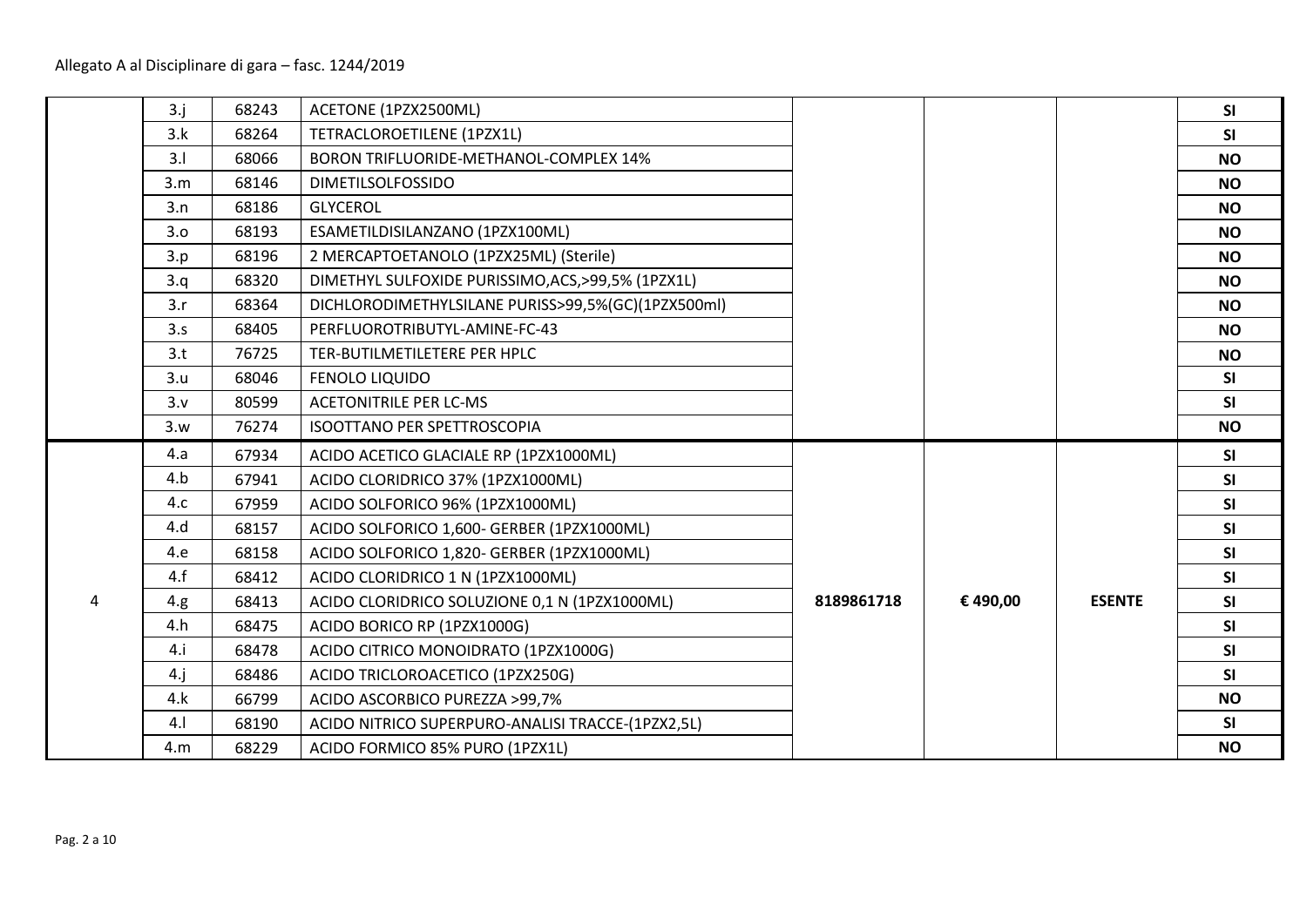| | | | | | | | |
|---|---|---|---|---|---|---|---|
| | 3.j | 68243 | ACETONE (1PZX2500ML) | | | | **SI** |
| | 3.k | 68264 | TETRACLOROETILENE (1PZX1L) | | | | **SI** |
| | 3.l | 68066 | BORON TRIFLUORIDE-METHANOL-COMPLEX 14% | | | | **NO** |
| | 3.m | 68146 | DIMETILSOLFOSSIDO | | | | **NO** |
| | 3.n | 68186 | GLYCEROL | | | | **NO** |
| | 3.o | 68193 | ESAMETILDISILANZANO (1PZX100ML) | | | | **NO** |
| | 3.p | 68196 | 2 MERCAPTOETANOLO (1PZX25ML) (Sterile) | | | | **NO** |
| | 3.q | 68320 | DIMETHYL SULFOXIDE PURISSIMO,ACS,>99,5% (1PZX1L) | | | | **NO** |
| | 3.r | 68364 | DICHLORODIMETHYLSILANE PURISS>99,5%(GC)(1PZX500ml) | | | | **NO** |
| | 3.s | 68405 | PERFLUOROTRIBUTYL-AMINE-FC-43 | | | | **NO** |
| | 3.t | 76725 | TER-BUTILMETILETERE PER HPLC | | | | **NO** |
| | 3.u | 68046 | FENOLO LIQUIDO | | | | **SI** |
| | 3.v | 80599 | ACETONITRILE PER LC-MS | | | | **SI** |
| | 3.w | 76274 | ISOOTTANO PER SPETTROSCOPIA | | | | **NO** |
| 4 | 4.a | 67934 | ACIDO ACETICO GLACIALE RP (1PZX1000ML) | **8189861718** | **€ 490,00** | **ESENTE** | **SI** |
| | 4.b | 67941 | ACIDO CLORIDRICO 37% (1PZX1000ML) | | | | **SI** |
| | 4.c | 67959 | ACIDO SOLFORICO 96% (1PZX1000ML) | | | | **SI** |
| | 4.d | 68157 | ACIDO SOLFORICO 1,600- GERBER (1PZX1000ML) | | | | **SI** |
| | 4.e | 68158 | ACIDO SOLFORICO 1,820- GERBER (1PZX1000ML) | | | | **SI** |
| | 4.f | 68412 | ACIDO CLORIDRICO 1 N (1PZX1000ML) | | | | **SI** |
| | 4.g | 68413 | ACIDO CLORIDRICO SOLUZIONE 0,1 N (1PZX1000ML) | | | | **SI** |
| | 4.h | 68475 | ACIDO BORICO RP (1PZX1000G) | | | | **SI** |
| | 4.i | 68478 | ACIDO CITRICO MONOIDRATO (1PZX1000G) | | | | **SI** |
| | 4.j | 68486 | ACIDO TRICLOROACETICO (1PZX250G) | | | | **SI** |
| | 4.k | 66799 | ACIDO ASCORBICO PUREZZA >99,7% | | | | **NO** |
| | 4.l | 68190 | ACIDO NITRICO SUPERPURO-ANALISI TRACCE-(1PZX2,5L) | | | | **SI** |
| | 4.m | 68229 | ACIDO FORMICO 85% PURO (1PZX1L) | | | | **NO** |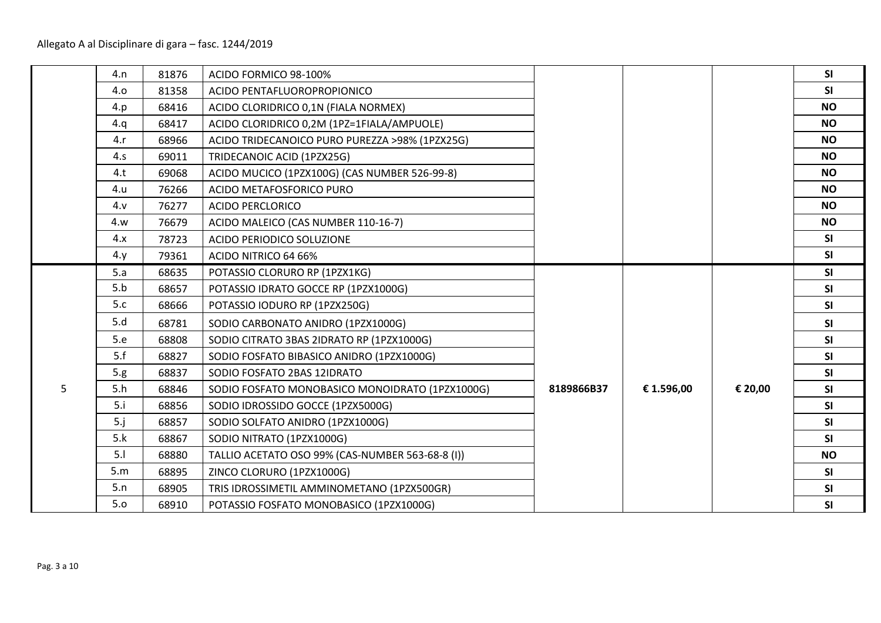| | | | | | | | |
|---|---|---|---|---|---|---|---|
| | 4.n | 81876 | ACIDO FORMICO 98-100% | | | | **SI** |
| | 4.o | 81358 | ACIDO PENTAFLUOROPROPIONICO | | | | **SI** |
| | 4.p | 68416 | ACIDO CLORIDRICO 0,1N (FIALA NORMEX) | | | | **NO** |
| | 4.q | 68417 | ACIDO CLORIDRICO 0,2M (1PZ=1FIALA/AMPUOLE) | | | | **NO** |
| | 4.r | 68966 | ACIDO TRIDECANOICO PURO PUREZZA >98% (1PZX25G) | | | | **NO** |
| | 4.s | 69011 | TRIDECANOIC ACID (1PZX25G) | | | | **NO** |
| | 4.t | 69068 | ACIDO MUCICO (1PZX100G) (CAS NUMBER 526-99-8) | | | | **NO** |
| | 4.u | 76266 | ACIDO METAFOSFORICO PURO | | | | **NO** |
| | 4.v | 76277 | ACIDO PERCLORICO | | | | **NO** |
| | 4.w | 76679 | ACIDO MALEICO (CAS NUMBER 110-16-7) | | | | **NO** |
| | 4.x | 78723 | ACIDO PERIODICO SOLUZIONE | | | | **SI** |
| | 4.y | 79361 | ACIDO NITRICO 64 66% | | | | **SI** |
| 5 | 5.a | 68635 | POTASSIO CLORURO RP (1PZX1KG) | **8189866B37** | **€ 1.596,00** | **€ 20,00** | **SI** |
| | 5.b | 68657 | POTASSIO IDRATO GOCCE RP (1PZX1000G) | | | | **SI** |
| | 5.c | 68666 | POTASSIO IODURO RP (1PZX250G) | | | | **SI** |
| | 5.d | 68781 | SODIO CARBONATO ANIDRO (1PZX1000G) | | | | **SI** |
| | 5.e | 68808 | SODIO CITRATO 3BAS 2IDRATO RP (1PZX1000G) | | | | **SI** |
| | 5.f | 68827 | SODIO FOSFATO BIBASICO ANIDRO (1PZX1000G) | | | | **SI** |
| | 5.g | 68837 | SODIO FOSFATO 2BAS 12IDRATO | | | | **SI** |
| | 5.h | 68846 | SODIO FOSFATO MONOBASICO MONOIDRATO (1PZX1000G) | | | | **SI** |
| | 5.i | 68856 | SODIO IDROSSIDO GOCCE (1PZX5000G) | | | | **SI** |
| | 5.j | 68857 | SODIO SOLFATO ANIDRO (1PZX1000G) | | | | **SI** |
| | 5.k | 68867 | SODIO NITRATO (1PZX1000G) | | | | **SI** |
| | 5.l | 68880 | TALLIO ACETATO OSO 99% (CAS-NUMBER 563-68-8 (I)) | | | | **NO** |
| | 5.m | 68895 | ZINCO CLORURO (1PZX1000G) | | | | **SI** |
| | 5.n | 68905 | TRIS IDROSSIMETIL AMMINOMETANO (1PZX500GR) | | | | **SI** |
| | 5.o | 68910 | POTASSIO FOSFATO MONOBASICO (1PZX1000G) | | | | **SI** |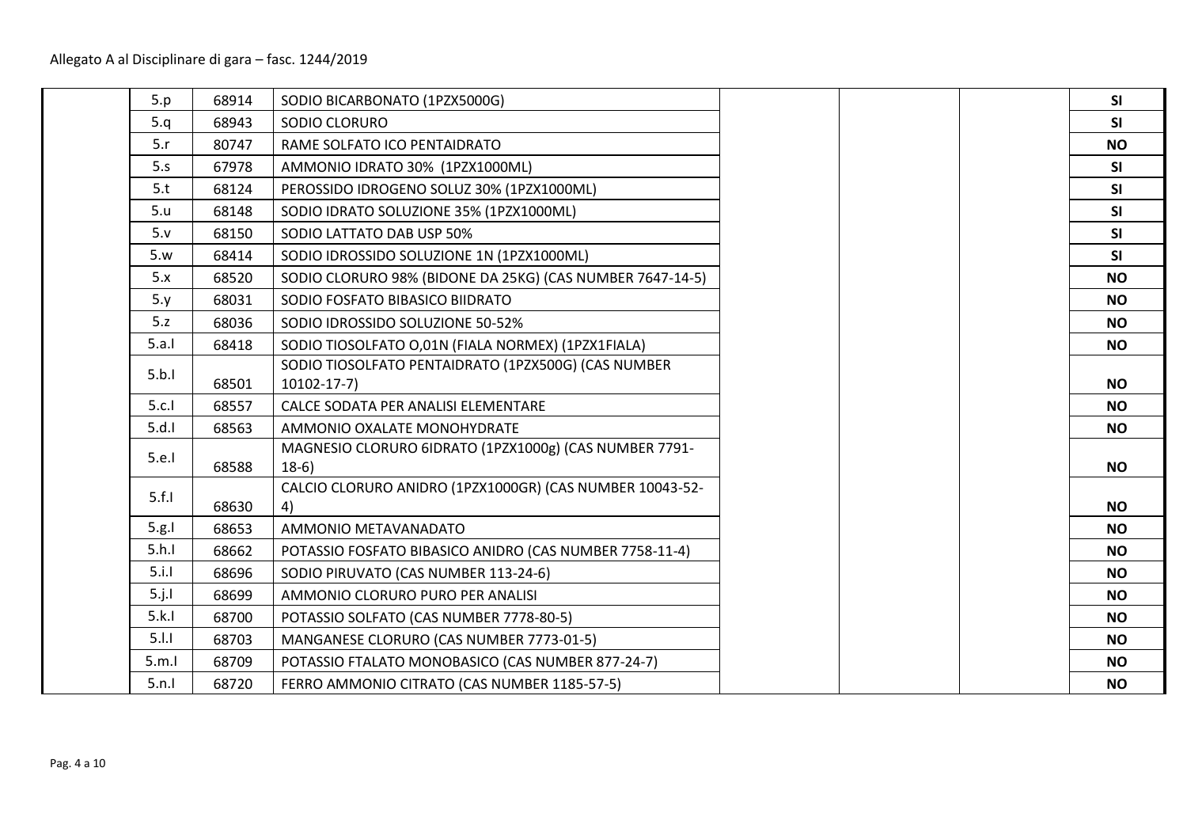|  | 5.p | 68914 | SODIO BICARBONATO (1PZX5000G) |  |  |  | SI |
|---|---|---|---|---|---|---|---|
|  | 5.q | 68943 | SODIO CLORURO |  |  |  | SI |
|  | 5.r | 80747 | RAME SOLFATO ICO PENTAIDRATO |  |  |  | NO |
|  | 5.s | 67978 | AMMONIO IDRATO 30% (1PZX1000ML) |  |  |  | SI |
|  | 5.t | 68124 | PEROSSIDO IDROGENO SOLUZ 30% (1PZX1000ML) |  |  |  | SI |
|  | 5.u | 68148 | SODIO IDRATO SOLUZIONE 35% (1PZX1000ML) |  |  |  | SI |
|  | 5.v | 68150 | SODIO LATTATO DAB USP 50% |  |  |  | SI |
|  | 5.w | 68414 | SODIO IDROSSIDO SOLUZIONE 1N (1PZX1000ML) |  |  |  | SI |
|  | 5.x | 68520 | SODIO CLORURO 98% (BIDONE DA 25KG) (CAS NUMBER 7647-14-5) |  |  |  | NO |
|  | 5.y | 68031 | SODIO FOSFATO BIBASICO BIIDRATO |  |  |  | NO |
|  | 5.z | 68036 | SODIO IDROSSIDO SOLUZIONE 50-52% |  |  |  | NO |
|  | 5.a.I | 68418 | SODIO TIOSOLFATO O,01N (FIALA NORMEX) (1PZX1FIALA) |  |  |  | NO |
|  | 5.b.I | 68501 | SODIO TIOSOLFATO PENTAIDRATO (1PZX500G) (CAS NUMBER 10102-17-7) |  |  |  | NO |
|  | 5.c.I | 68557 | CALCE SODATA PER ANALISI ELEMENTARE |  |  |  | NO |
|  | 5.d.I | 68563 | AMMONIO OXALATE MONOHYDRATE |  |  |  | NO |
|  | 5.e.I | 68588 | MAGNESIO CLORURO 6IDRATO (1PZX1000g) (CAS NUMBER 7791-18-6) |  |  |  | NO |
|  | 5.f.I | 68630 | CALCIO CLORURO ANIDRO (1PZX1000GR) (CAS NUMBER 10043-52-4) |  |  |  | NO |
|  | 5.g.I | 68653 | AMMONIO METAVANADATO |  |  |  | NO |
|  | 5.h.I | 68662 | POTASSIO FOSFATO BIBASICO ANIDRO (CAS NUMBER 7758-11-4) |  |  |  | NO |
|  | 5.i.I | 68696 | SODIO PIRUVATO (CAS NUMBER 113-24-6) |  |  |  | NO |
|  | 5.j.I | 68699 | AMMONIO CLORURO PURO PER ANALISI |  |  |  | NO |
|  | 5.k.I | 68700 | POTASSIO SOLFATO (CAS NUMBER 7778-80-5) |  |  |  | NO |
|  | 5.l.I | 68703 | MANGANESE CLORURO (CAS NUMBER 7773-01-5) |  |  |  | NO |
|  | 5.m.I | 68709 | POTASSIO FTALATO MONOBASICO (CAS NUMBER 877-24-7) |  |  |  | NO |
|  | 5.n.I | 68720 | FERRO AMMONIO CITRATO (CAS NUMBER 1185-57-5) |  |  |  | NO |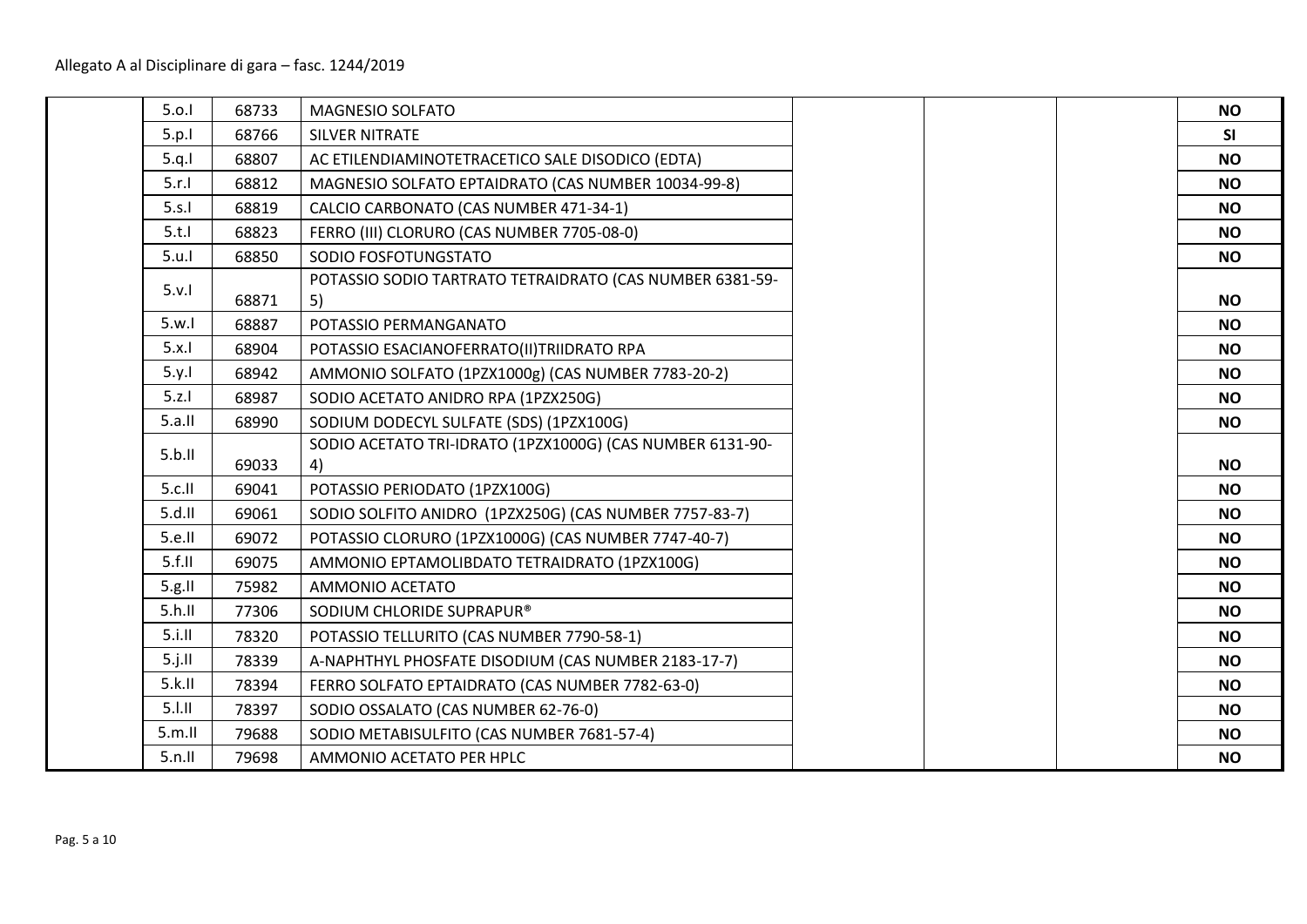| | | | | | | |
|---|---|---|---|---|---|---|
| | 5.o.I | 68733 | MAGNESIO SOLFATO | | | | **NO** |
| | 5.p.I | 68766 | SILVER NITRATE | | | | **SI** |
| | 5.q.I | 68807 | AC ETILENDIAMINOTETRACETICO SALE DISODICO (EDTA) | | | | **NO** |
| | 5.r.I | 68812 | MAGNESIO SOLFATO EPTAIDRATO (CAS NUMBER 10034-99-8) | | | | **NO** |
| | 5.s.I | 68819 | CALCIO CARBONATO (CAS NUMBER 471-34-1) | | | | **NO** |
| | 5.t.I | 68823 | FERRO (III) CLORURO (CAS NUMBER 7705-08-0) | | | | **NO** |
| | 5.u.I | 68850 | SODIO FOSFOTUNGSTATO | | | | **NO** |
| | 5.v.I | 68871 | POTASSIO SODIO TARTRATO TETRAIDRATO (CAS NUMBER 6381-59-5) | | | | **NO** |
| | 5.w.I | 68887 | POTASSIO PERMANGANATO | | | | **NO** |
| | 5.x.I | 68904 | POTASSIO ESACIANOFERRATO(II)TRIIDRATO RPA | | | | **NO** |
| | 5.y.I | 68942 | AMMONIO SOLFATO (1PZX1000g) (CAS NUMBER 7783-20-2) | | | | **NO** |
| | 5.z.I | 68987 | SODIO ACETATO ANIDRO RPA (1PZX250G) | | | | **NO** |
| | 5.a.II | 68990 | SODIUM DODECYL SULFATE (SDS) (1PZX100G) | | | | **NO** |
| | 5.b.II | 69033 | SODIO ACETATO TRI-IDRATO (1PZX1000G) (CAS NUMBER 6131-90-4) | | | | **NO** |
| | 5.c.II | 69041 | POTASSIO PERIODATO (1PZX100G) | | | | **NO** |
| | 5.d.II | 69061 | SODIO SOLFITO ANIDRO (1PZX250G) (CAS NUMBER 7757-83-7) | | | | **NO** |
| | 5.e.II | 69072 | POTASSIO CLORURO (1PZX1000G) (CAS NUMBER 7747-40-7) | | | | **NO** |
| | 5.f.II | 69075 | AMMONIO EPTAMOLIBDATO TETRAIDRATO (1PZX100G) | | | | **NO** |
| | 5.g.II | 75982 | AMMONIO ACETATO | | | | **NO** |
| | 5.h.II | 77306 | SODIUM CHLORIDE SUPRAPUR® | | | | **NO** |
| | 5.i.II | 78320 | POTASSIO TELLURITO (CAS NUMBER 7790-58-1) | | | | **NO** |
| | 5.j.II | 78339 | A-NAPHTHYL PHOSFATE DISODIUM (CAS NUMBER 2183-17-7) | | | | **NO** |
| | 5.k.II | 78394 | FERRO SOLFATO EPTAIDRATO (CAS NUMBER 7782-63-0) | | | | **NO** |
| | 5.l.II | 78397 | SODIO OSSALATO (CAS NUMBER 62-76-0) | | | | **NO** |
| | 5.m.II | 79688 | SODIO METABISULFITO (CAS NUMBER 7681-57-4) | | | | **NO** |
| | 5.n.II | 79698 | AMMONIO ACETATO PER HPLC | | | | **NO** |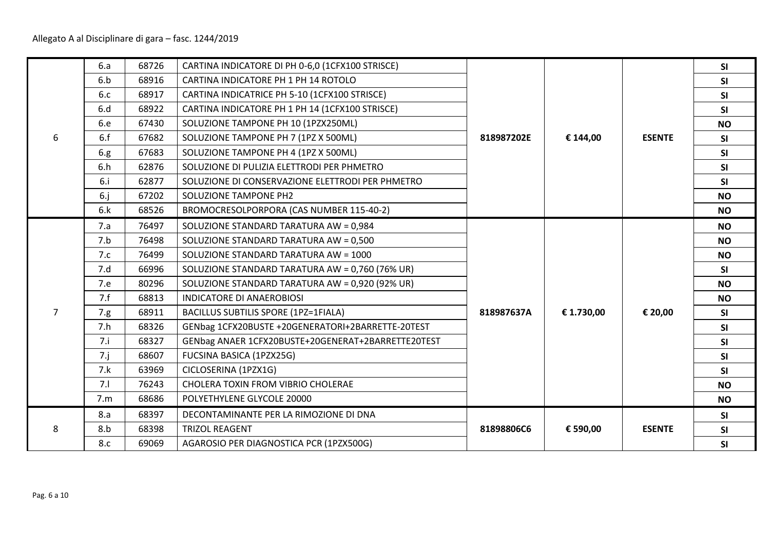Allegato A al Disciplinare di gara – fasc. 1244/2019

| | | | | | | | |
|---|---|---|---|---|---|---|---|
| 6 | 6.a | 68726 | CARTINA INDICATORE DI PH 0-6,0 (1CFX100 STRISCE) | 818987202E | € 144,00 | ESENTE | SI |
| | 6.b | 68916 | CARTINA INDICATORE PH 1 PH 14 ROTOLO | | | | SI |
| | 6.c | 68917 | CARTINA INDICATRICE PH 5-10 (1CFX100 STRISCE) | | | | SI |
| | 6.d | 68922 | CARTINA INDICATORE PH 1 PH 14 (1CFX100 STRISCE) | | | | SI |
| | 6.e | 67430 | SOLUZIONE TAMPONE PH 10 (1PZX250ML) | | | | NO |
| | 6.f | 67682 | SOLUZIONE TAMPONE PH 7 (1PZ X 500ML) | | | | SI |
| | 6.g | 67683 | SOLUZIONE TAMPONE PH 4 (1PZ X 500ML) | | | | SI |
| | 6.h | 62876 | SOLUZIONE DI PULIZIA ELETTRODI PER PHMETRO | | | | SI |
| | 6.i | 62877 | SOLUZIONE DI CONSERVAZIONE ELETTRODI PER PHMETRO | | | | SI |
| | 6.j | 67202 | SOLUZIONE TAMPONE PH2 | | | | NO |
| | 6.k | 68526 | BROMOCRESOLPORPORA (CAS NUMBER 115-40-2) | | | | NO |
| 7 | 7.a | 76497 | SOLUZIONE STANDARD TARATURA AW = 0,984 | 818987637A | € 1.730,00 | € 20,00 | NO |
| | 7.b | 76498 | SOLUZIONE STANDARD TARATURA AW = 0,500 | | | | NO |
| | 7.c | 76499 | SOLUZIONE STANDARD TARATURA AW = 1000 | | | | NO |
| | 7.d | 66996 | SOLUZIONE STANDARD TARATURA AW = 0,760 (76% UR) | | | | SI |
| | 7.e | 80296 | SOLUZIONE STANDARD TARATURA AW = 0,920 (92% UR) | | | | NO |
| | 7.f | 68813 | INDICATORE DI ANAEROBIOSI | | | | NO |
| | 7.g | 68911 | BACILLUS SUBTILIS SPORE (1PZ=1FIALA) | | | | SI |
| | 7.h | 68326 | GENbag 1CFX20BUSTE +20GENERATORI+2BARRETTE-20TEST | | | | SI |
| | 7.i | 68327 | GENbag ANAER 1CFX20BUSTE+20GENERAT+2BARRETTE20TEST | | | | SI |
| | 7.j | 68607 | FUCSINA BASICA (1PZX25G) | | | | SI |
| | 7.k | 63969 | CICLOSERINA (1PZX1G) | | | | SI |
| | 7.l | 76243 | CHOLERA TOXIN FROM VIBRIO CHOLERAE | | | | NO |
| | 7.m | 68686 | POLYETHYLENE GLYCOLE 20000 | | | | NO |
| 8 | 8.a | 68397 | DECONTAMINANTE PER LA RIMOZIONE DI DNA | 81898806C6 | € 590,00 | ESENTE | SI |
| | 8.b | 68398 | TRIZOL REAGENT | | | | SI |
| | 8.c | 69069 | AGAROSIO PER DIAGNOSTICA PCR (1PZX500G) | | | | SI |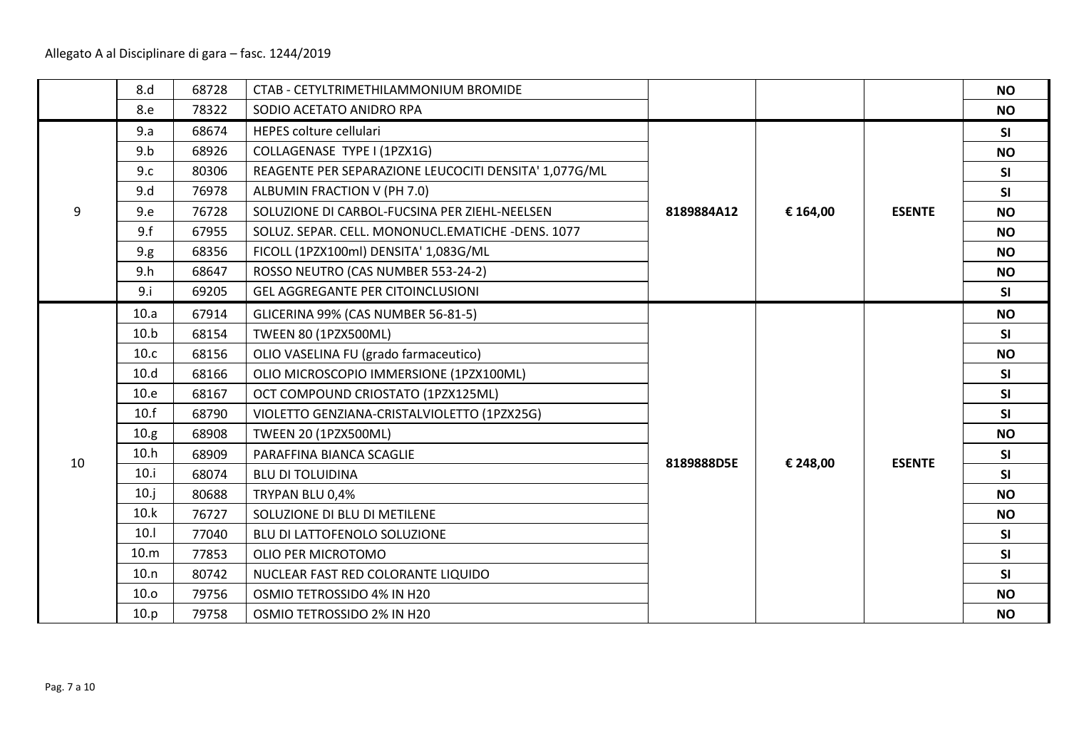|  | 8.d | 68728 | CTAB - CETYLTRIMETHILAMMONIUM BROMIDE |  |  |  | **NO** |
|---|---|---|---|---|---|---|---|
|  | 8.e | 78322 | SODIO ACETATO ANIDRO RPA |  |  |  | **NO** |
| 9 | 9.a | 68674 | HEPES colture cellulari | **8189884A12** | **€ 164,00** | **ESENTE** | **SI** |
|  | 9.b | 68926 | COLLAGENASE TYPE I (1PZX1G) |  |  |  | **NO** |
|  | 9.c | 80306 | REAGENTE PER SEPARAZIONE LEUCOCITI DENSITA' 1,077G/ML |  |  |  | **SI** |
|  | 9.d | 76978 | ALBUMIN FRACTION V (PH 7.0) |  |  |  | **SI** |
|  | 9.e | 76728 | SOLUZIONE DI CARBOL-FUCSINA PER ZIEHL-NEELSEN |  |  |  | **NO** |
|  | 9.f | 67955 | SOLUZ. SEPAR. CELL. MONONUCL.EMATICHE -DENS. 1077 |  |  |  | **NO** |
|  | 9.g | 68356 | FICOLL (1PZX100ml) DENSITA' 1,083G/ML |  |  |  | **NO** |
|  | 9.h | 68647 | ROSSO NEUTRO (CAS NUMBER 553-24-2) |  |  |  | **NO** |
|  | 9.i | 69205 | GEL AGGREGANTE PER CITOINCLUSIONI |  |  |  | **SI** |
| 10 | 10.a | 67914 | GLICERINA 99% (CAS NUMBER 56-81-5) | **8189888D5E** | **€ 248,00** | **ESENTE** | **NO** |
|  | 10.b | 68154 | TWEEN 80 (1PZX500ML) |  |  |  | **SI** |
|  | 10.c | 68156 | OLIO VASELINA FU (grado farmaceutico) |  |  |  | **NO** |
|  | 10.d | 68166 | OLIO MICROSCOPIO IMMERSIONE (1PZX100ML) |  |  |  | **SI** |
|  | 10.e | 68167 | OCT COMPOUND CRIOSTATO (1PZX125ML) |  |  |  | **SI** |
|  | 10.f | 68790 | VIOLETTO GENZIANA-CRISTALVIOLETTO (1PZX25G) |  |  |  | **SI** |
|  | 10.g | 68908 | TWEEN 20 (1PZX500ML) |  |  |  | **NO** |
|  | 10.h | 68909 | PARAFFINA BIANCA SCAGLIE |  |  |  | **SI** |
|  | 10.i | 68074 | BLU DI TOLUIDINA |  |  |  | **SI** |
|  | 10.j | 80688 | TRYPAN BLU 0,4% |  |  |  | **NO** |
|  | 10.k | 76727 | SOLUZIONE DI BLU DI METILENE |  |  |  | **NO** |
|  | 10.l | 77040 | BLU DI LATTOFENOLO SOLUZIONE |  |  |  | **SI** |
|  | 10.m | 77853 | OLIO PER MICROTOMO |  |  |  | **SI** |
|  | 10.n | 80742 | NUCLEAR FAST RED COLORANTE LIQUIDO |  |  |  | **SI** |
|  | 10.o | 79756 | OSMIO TETROSSIDO 4% IN H20 |  |  |  | **NO** |
|  | 10.p | 79758 | OSMIO TETROSSIDO 2% IN H20 |  |  |  | **NO** |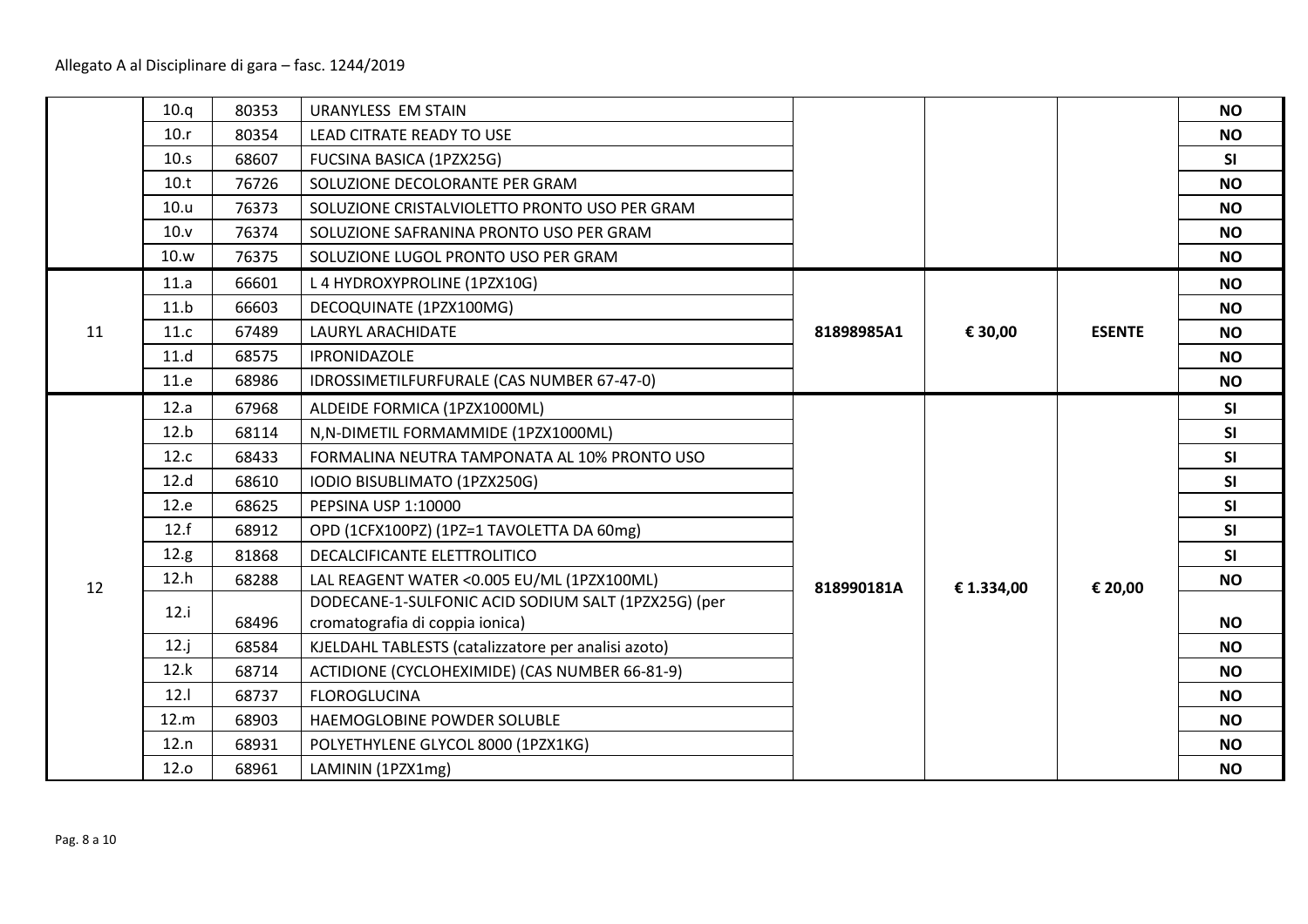Allegato A al Disciplinare di gara – fasc. 1244/2019

| | | | | | | | |
|---|---|---|---|---|---|---|---|
| | 10.q | 80353 | URANYLESS EM STAIN | | | | NO |
| | 10.r | 80354 | LEAD CITRATE READY TO USE | | | | NO |
| | 10.s | 68607 | FUCSINA BASICA (1PZX25G) | | | | SI |
| | 10.t | 76726 | SOLUZIONE DECOLORANTE PER GRAM | | | | NO |
| | 10.u | 76373 | SOLUZIONE CRISTALVIOLETTO PRONTO USO PER GRAM | | | | NO |
| | 10.v | 76374 | SOLUZIONE SAFRANINA PRONTO USO PER GRAM | | | | NO |
| | 10.w | 76375 | SOLUZIONE LUGOL PRONTO USO PER GRAM | | | | NO |
| 11 | 11.a | 66601 | L 4 HYDROXYPROLINE (1PZX10G) | 81898985A1 | € 30,00 | ESENTE | NO |
| | 11.b | 66603 | DECOQUINATE (1PZX100MG) | | | | NO |
| | 11.c | 67489 | LAURYL ARACHIDATE | | | | NO |
| | 11.d | 68575 | IPRONIDAZOLE | | | | NO |
| | 11.e | 68986 | IDROSSIMETILFURFURALE (CAS NUMBER 67-47-0) | | | | NO |
| 12 | 12.a | 67968 | ALDEIDE FORMICA (1PZX1000ML) | 818990181A | € 1.334,00 | € 20,00 | SI |
| | 12.b | 68114 | N,N-DIMETIL FORMAMMIDE (1PZX1000ML) | | | | SI |
| | 12.c | 68433 | FORMALINA NEUTRA TAMPONATA AL 10% PRONTO USO | | | | SI |
| | 12.d | 68610 | IODIO BISUBLIMATO (1PZX250G) | | | | SI |
| | 12.e | 68625 | PEPSINA USP 1:10000 | | | | SI |
| | 12.f | 68912 | OPD (1CFX100PZ) (1PZ=1 TAVOLETTA DA 60mg) | | | | SI |
| | 12.g | 81868 | DECALCIFICANTE ELETTROLITICO | | | | SI |
| | 12.h | 68288 | LAL REAGENT WATER <0.005 EU/ML (1PZX100ML) | | | | NO |
| | 12.i | 68496 | DODECANE-1-SULFONIC ACID SODIUM SALT (1PZX25G) (per cromatografia di coppia ionica) | | | | NO |
| | 12.j | 68584 | KJELDAHL TABLESTS (catalizzatore per analisi azoto) | | | | NO |
| | 12.k | 68714 | ACTIDIONE (CYCLOHEXIMIDE) (CAS NUMBER 66-81-9) | | | | NO |
| | 12.l | 68737 | FLOROGLUCINA | | | | NO |
| | 12.m | 68903 | HAEMOGLOBINE POWDER SOLUBLE | | | | NO |
| | 12.n | 68931 | POLYETHYLENE GLYCOL 8000 (1PZX1KG) | | | | NO |
| | 12.o | 68961 | LAMININ (1PZX1mg) | | | | NO |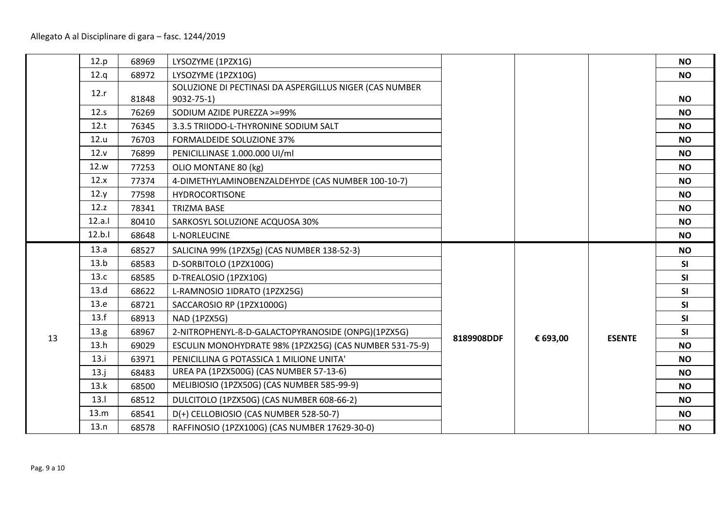| | | | | | | | |
|---|---|---|---|---|---|---|---|
| | 12.p | 68969 | LYSOZYME (1PZX1G) | | | | **NO** |
| | 12.q | 68972 | LYSOZYME (1PZX10G) | | | | **NO** |
| | 12.r | 81848 | SOLUZIONE DI PECTINASI DA ASPERGILLUS NIGER (CAS NUMBER 9032-75-1) | | | | **NO** |
| | 12.s | 76269 | SODIUM AZIDE PUREZZA >=99% | | | | **NO** |
| | 12.t | 76345 | 3.3.5 TRIIODO-L-THYRONINE SODIUM SALT | | | | **NO** |
| | 12.u | 76703 | FORMALDEIDE SOLUZIONE 37% | | | | **NO** |
| | 12.v | 76899 | PENICILLINASE 1.000.000 UI/ml | | | | **NO** |
| | 12.w | 77253 | OLIO MONTANE 80 (kg) | | | | **NO** |
| | 12.x | 77374 | 4-DIMETHYLAMINOBENZALDEHYDE (CAS NUMBER 100-10-7) | | | | **NO** |
| | 12.y | 77598 | HYDROCORTISONE | | | | **NO** |
| | 12.z | 78341 | TRIZMA BASE | | | | **NO** |
| | 12.a.I | 80410 | SARKOSYL SOLUZIONE ACQUOSA 30% | | | | **NO** |
| | 12.b.I | 68648 | L-NORLEUCINE | | | | **NO** |
| 13 | 13.a | 68527 | SALICINA 99% (1PZX5g) (CAS NUMBER 138-52-3) | **8189908DDF** | **€ 693,00** | **ESENTE** | **NO** |
| | 13.b | 68583 | D-SORBITOLO (1PZX100G) | | | | **SI** |
| | 13.c | 68585 | D-TREALOSIO (1PZX10G) | | | | **SI** |
| | 13.d | 68622 | L-RAMNOSIO 1IDRATO (1PZX25G) | | | | **SI** |
| | 13.e | 68721 | SACCAROSIO RP (1PZX1000G) | | | | **SI** |
| | 13.f | 68913 | NAD (1PZX5G) | | | | **SI** |
| | 13.g | 68967 | 2-NITROPHENYL-ß-D-GALACTOPYRANOSIDE (ONPG)(1PZX5G) | | | | **SI** |
| | 13.h | 69029 | ESCULIN MONOHYDRATE 98% (1PZX25G) (CAS NUMBER 531-75-9) | | | | **NO** |
| | 13.i | 63971 | PENICILLINA G POTASSICA 1 MILIONE UNITA' | | | | **NO** |
| | 13.j | 68483 | UREA PA (1PZX500G) (CAS NUMBER 57-13-6) | | | | **NO** |
| | 13.k | 68500 | MELIBIOSIO (1PZX50G) (CAS NUMBER 585-99-9) | | | | **NO** |
| | 13.l | 68512 | DULCITOLO (1PZX50G) (CAS NUMBER 608-66-2) | | | | **NO** |
| | 13.m | 68541 | D(+) CELLOBIOSIO (CAS NUMBER 528-50-7) | | | | **NO** |
| | 13.n | 68578 | RAFFINOSIO (1PZX100G) (CAS NUMBER 17629-30-0) | | | | **NO** |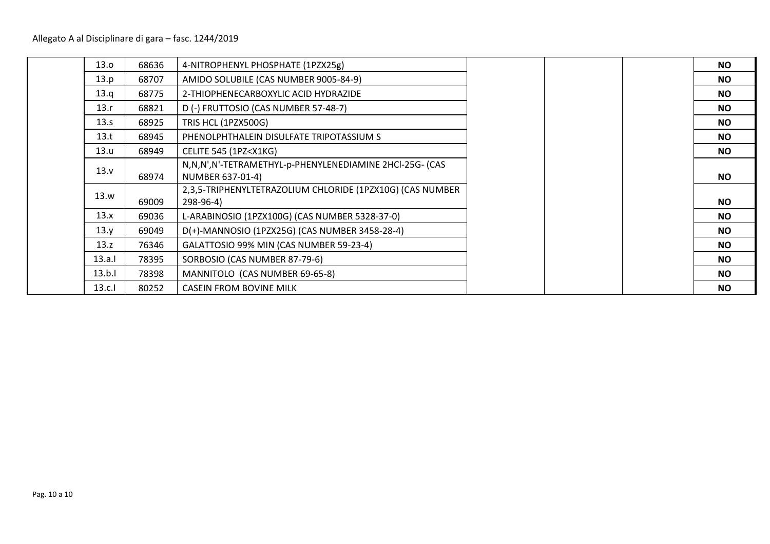| | | | | | | |
|---|---|---|---|---|---|---|
| | 13.o | 68636 | 4-NITROPHENYL PHOSPHATE (1PZX25g) | | | NO |
| | 13.p | 68707 | AMIDO SOLUBILE (CAS NUMBER 9005-84-9) | | | NO |
| | 13.q | 68775 | 2-THIOPHENECARBOXYLIC ACID HYDRAZIDE | | | NO |
| | 13.r | 68821 | D (-) FRUTTOSIO (CAS NUMBER 57-48-7) | | | NO |
| | 13.s | 68925 | TRIS HCL (1PZX500G) | | | NO |
| | 13.t | 68945 | PHENOLPHTHALEIN DISULFATE TRIPOTASSIUM S | | | NO |
| | 13.u | 68949 | CELITE 545 (1PZ<X1KG) | | | NO |
| | 13.v | 68974 | N,N,N',N'-TETRAMETHYL-p-PHENYLENEDIAMINE 2HCl-25G- (CAS NUMBER 637-01-4) | | | NO |
| | 13.w | 69009 | 2,3,5-TRIPHENYLTETRAZOLIUM CHLORIDE (1PZX10G) (CAS NUMBER 298-96-4) | | | NO |
| | 13.x | 69036 | L-ARABINOSIO (1PZX100G) (CAS NUMBER 5328-37-0) | | | NO |
| | 13.y | 69049 | D(+)-MANNOSIO (1PZX25G) (CAS NUMBER 3458-28-4) | | | NO |
| | 13.z | 76346 | GALATTOSIO 99% MIN (CAS NUMBER 59-23-4) | | | NO |
| | 13.a.I | 78395 | SORBOSIO (CAS NUMBER 87-79-6) | | | NO |
| | 13.b.I | 78398 | MANNITOLO (CAS NUMBER 69-65-8) | | | NO |
| | 13.c.I | 80252 | CASEIN FROM BOVINE MILK | | | NO |